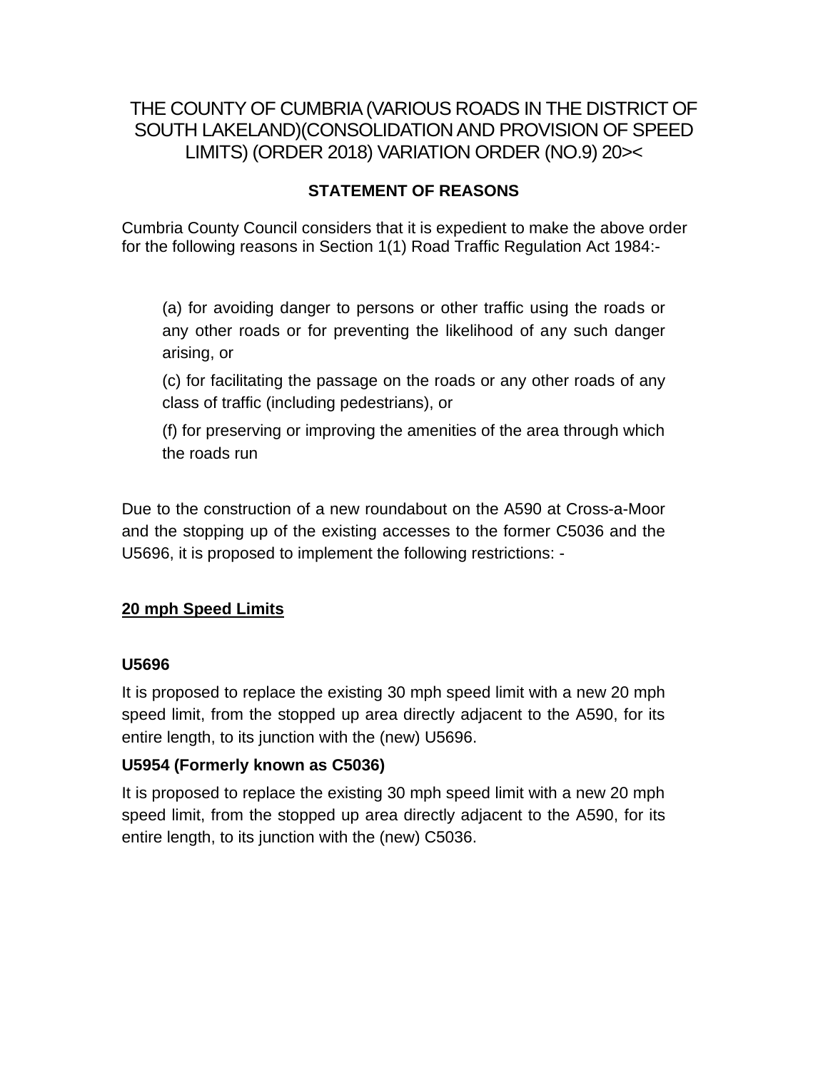# THE COUNTY OF CUMBRIA (VARIOUS ROADS IN THE DISTRICT OF SOUTH LAKELAND)(CONSOLIDATION AND PROVISION OF SPEED LIMITS) (ORDER 2018) VARIATION ORDER (NO.9) 20><

## STATEMENT OF REASONS

Cumbria County Council considers that it is expedient to make the above order for the following reasons in Section 1(1) Road Traffic Regulation Act 1984:-

(a) for avoiding danger to persons or other traffic using the roads or any other roads or for preventing the likelihood of any such danger arising, or

(c) for facilitating the passage on the roads or any other roads of any class of traffic (including pedestrians), or

(f) for preserving or improving the amenities of the area through which the roads run

Due to the construction of a new roundabout on the A590 at Cross-a-Moor and the stopping up of the existing accesses to the former C5036 and the U5696, it is proposed to implement the following restrictions: -

### <u>20 mph Speed Limits</u>

**U5696**

It is proposed to replace the existing 30 mph speed limit with a new 20 mph speed limit, from the stopped up area directly adjacent to the A590, for its entire length, to its junction with the (new) U5696.

**U5954 (Formerly known as C5036)**

It is proposed to replace the existing 30 mph speed limit with a new 20 mph speed limit, from the stopped up area directly adjacent to the A590, for its entire length, to its junction with the (new) C5036.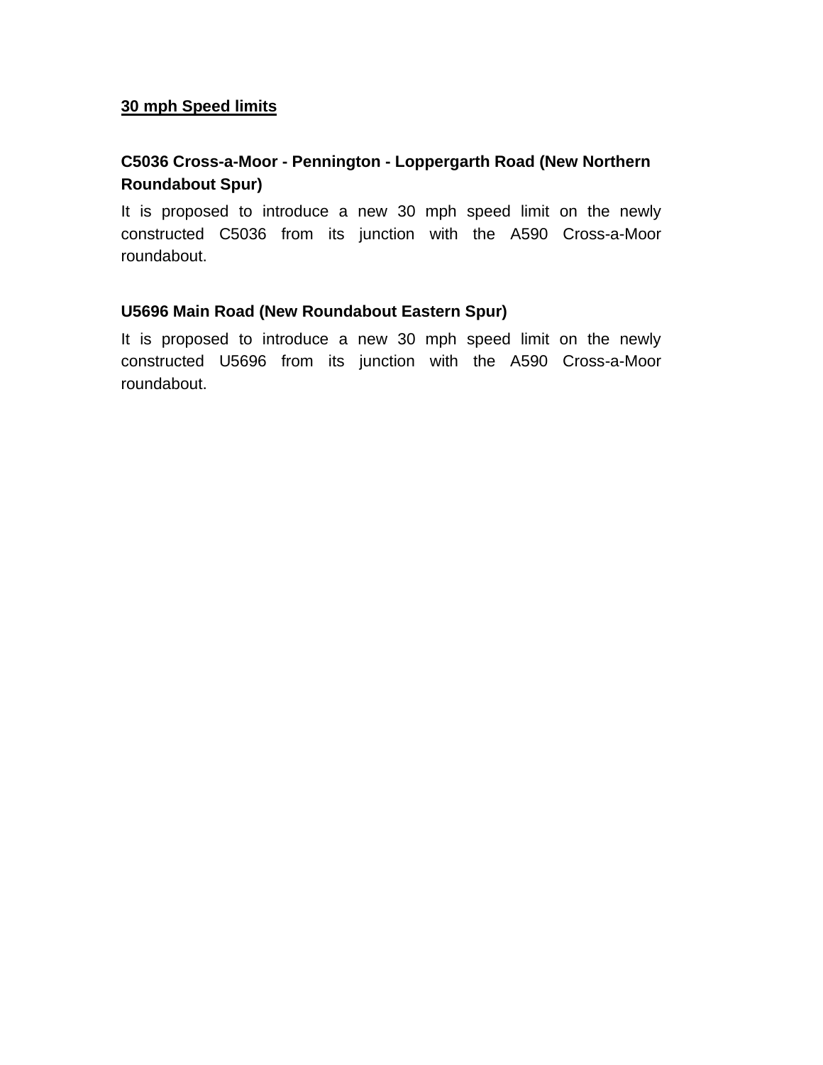## 30 mph Speed limits

### C5036 Cross-a-Moor - Pennington - Loppergarth Road (New Northern Roundabout Spur)

It is proposed to introduce a new 30 mph speed limit on the newly constructed C5036 from its junction with the A590 Cross-a-Moor roundabout.

### U5696 Main Road (New Roundabout Eastern Spur)

It is proposed to introduce a new 30 mph speed limit on the newly constructed U5696 from its junction with the A590 Cross-a-Moor roundabout.